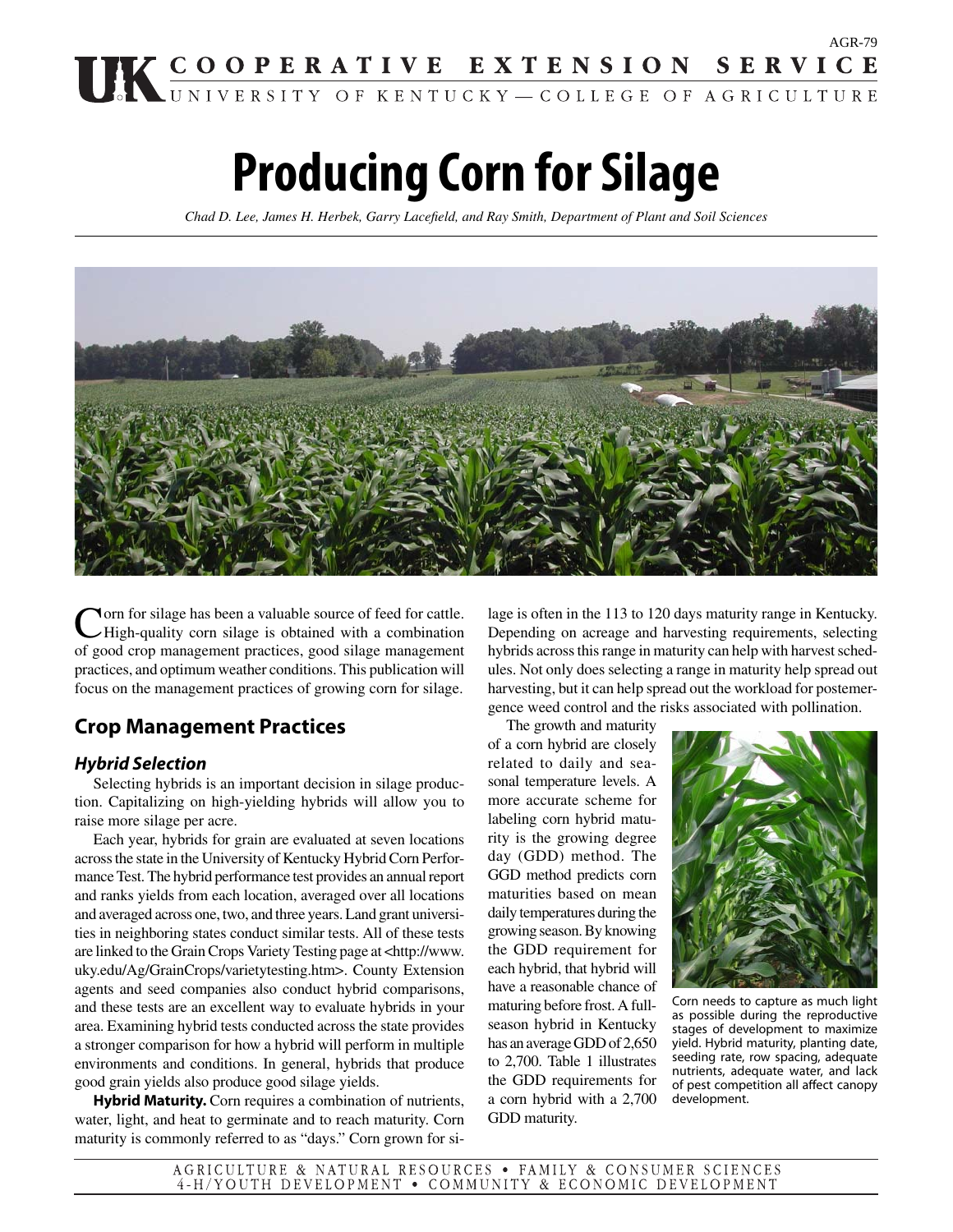AGR-79

# Producing Corn for Silage

*Chad D. Lee, James H. Herbek, Garry Lacefield, and Ray Smith, Department of Plant and Soil Sciences*

Corn for silage has been a valuable source of feed for cattle. High-quality corn silage is obtained with a combination of good crop management practices, good silage management practices, and optimum weather conditions. This publication will focus on the management practices of growing corn for silage.

## Crop Management Practices

### *Hybrid Selection*

Selecting hybrids is an important decision in silage production. Capitalizing on high-yielding hybrids will allow you to raise more silage per acre.

Each year, hybrids for grain are evaluated at seven locations across the state in the University of Kentucky Hybrid Corn Performance Test. The hybrid performance test provides an annual report and ranks yields from each location, averaged over all locations and averaged across one, two, and three years. Land grant universities in neighboring states conduct similar tests. All of these tests are linked to the Grain Crops Variety Testing page at <http://www.uky.edu/Ag/GrainCrops/varietytesting.htm>. County Extension agents and seed companies also conduct hybrid comparisons, and these tests are an excellent way to evaluate hybrids in your area. Examining hybrid tests conducted across the state provides a stronger comparison for how a hybrid will perform in multiple environments and conditions. In general, hybrids that produce good grain yields also produce good silage yields.

**Hybrid Maturity.** Corn requires a combination of nutrients, water, light, and heat to germinate and to reach maturity. Corn maturity is commonly referred to as "days." Corn grown for silage is often in the 113 to 120 days maturity range in Kentucky. Depending on acreage and harvesting requirements, selecting hybrids across this range in maturity can help with harvest schedules. Not only does selecting a range in maturity help spread out harvesting, but it can help spread out the workload for postemergence weed control and the risks associated with pollination.

The growth and maturity of a corn hybrid are closely related to daily and seasonal temperature levels. A more accurate scheme for labeling corn hybrid maturity is the growing degree day (GDD) method. The GGD method predicts corn maturities based on mean daily temperatures during the growing season. By knowing the GDD requirement for each hybrid, that hybrid will have a reasonable chance of maturing before frost. A full-season hybrid in Kentucky has an average GDD of 2,650 to 2,700. Table 1 illustrates the GDD requirements for a corn hybrid with a 2,700 GDD maturity.

Corn needs to capture as much light as possible during the reproductive stages of development to maximize yield. Hybrid maturity, planting date, seeding rate, row spacing, adequate nutrients, adequate water, and lack of pest competition all affect canopy development.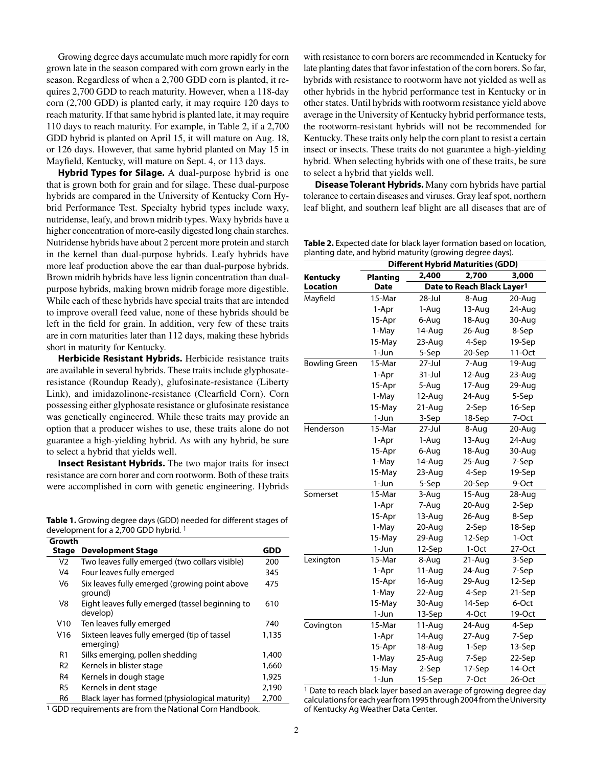Growing degree days accumulate much more rapidly for corn grown late in the season compared with corn grown early in the season. Regardless of when a 2,700 GDD corn is planted, it requires 2,700 GDD to reach maturity. However, when a 118-day corn (2,700 GDD) is planted early, it may require 120 days to reach maturity. If that same hybrid is planted late, it may require 110 days to reach maturity. For example, in Table 2, if a 2,700 GDD hybrid is planted on April 15, it will mature on Aug. 18, or 126 days. However, that same hybrid planted on May 15 in Mayfield, Kentucky, will mature on Sept. 4, or 113 days.

**Hybrid Types for Silage.** A dual-purpose hybrid is one that is grown both for grain and for silage. These dual-purpose hybrids are compared in the University of Kentucky Corn Hybrid Performance Test. Specialty hybrid types include waxy, nutridense, leafy, and brown midrib types. Waxy hybrids have a higher concentration of more-easily digested long chain starches. Nutridense hybrids have about 2 percent more protein and starch in the kernel than dual-purpose hybrids. Leafy hybrids have more leaf production above the ear than dual-purpose hybrids. Brown midrib hybrids have less lignin concentration than dual-purpose hybrids, making brown midrib forage more digestible. While each of these hybrids have special traits that are intended to improve overall feed value, none of these hybrids should be left in the field for grain. In addition, very few of these traits are in corn maturities later than 112 days, making these hybrids short in maturity for Kentucky.

**Herbicide Resistant Hybrids.** Herbicide resistance traits are available in several hybrids. These traits include glyphosate-resistance (Roundup Ready), glufosinate-resistance (Liberty Link), and imidazolinone-resistance (Clearfield Corn). Corn possessing either glyphosate resistance or glufosinate resistance was genetically engineered. While these traits may provide an option that a producer wishes to use, these traits alone do not guarantee a high-yielding hybrid. As with any hybrid, be sure to select a hybrid that yields well.

**Insect Resistant Hybrids.** The two major traits for insect resistance are corn borer and corn rootworm. Both of these traits were accomplished in corn with genetic engineering. Hybrids with resistance to corn borers are recommended in Kentucky for late planting dates that favor infestation of the corn borers. So far, hybrids with resistance to rootworm have not yielded as well as other hybrids in the hybrid performance test in Kentucky or in other states. Until hybrids with rootworm resistance yield above average in the University of Kentucky hybrid performance tests, the rootworm-resistant hybrids will not be recommended for Kentucky. These traits only help the corn plant to resist a certain insect or insects. These traits do not guarantee a high-yielding hybrid. When selecting hybrids with one of these traits, be sure to select a hybrid that yields well.

**Disease Tolerant Hybrids.** Many corn hybrids have partial tolerance to certain diseases and viruses. Gray leaf spot, northern leaf blight, and southern leaf blight are all diseases that are of

**Table 1.** Growing degree days (GDD) needed for different stages of development for a 2,700 GDD hybrid. [1]

| Growth Stage | Development Stage | GDD |
|---|---|---|
| V2 | Two leaves fully emerged (two collars visible) | 200 |
| V4 | Four leaves fully emerged | 345 |
| V6 | Six leaves fully emerged (growing point above ground) | 475 |
| V8 | Eight leaves fully emerged (tassel beginning to develop) | 610 |
| V10 | Ten leaves fully emerged | 740 |
| V16 | Sixteen leaves fully emerged (tip of tassel emerging) | 1,135 |
| R1 | Silks emerging, pollen shedding | 1,400 |
| R2 | Kernels in blister stage | 1,660 |
| R4 | Kernels in dough stage | 1,925 |
| R5 | Kernels in dent stage | 2,190 |
| R6 | Black layer has formed (physiological maturity) | 2,700 |

[1] GDD requirements are from the National Corn Handbook.

**Table 2.** Expected date for black layer formation based on location, planting date, and hybrid maturity (growing degree days).

| | | Different Hybrid Maturities (GDD) | | |
|---|---|---|---|---|
| Kentucky Location | Planting Date | 2,400 | 2,700 | 3,000 |
| | | Date to Reach Black Layer[1] | | |
| Mayfield | 15-Mar | 28-Jul | 8-Aug | 20-Aug |
| | 1-Apr | 1-Aug | 13-Aug | 24-Aug |
| | 15-Apr | 6-Aug | 18-Aug | 30-Aug |
| | 1-May | 14-Aug | 26-Aug | 8-Sep |
| | 15-May | 23-Aug | 4-Sep | 19-Sep |
| | 1-Jun | 5-Sep | 20-Sep | 11-Oct |
| Bowling Green | 15-Mar | 27-Jul | 7-Aug | 19-Aug |
| | 1-Apr | 31-Jul | 12-Aug | 23-Aug |
| | 15-Apr | 5-Aug | 17-Aug | 29-Aug |
| | 1-May | 12-Aug | 24-Aug | 5-Sep |
| | 15-May | 21-Aug | 2-Sep | 16-Sep |
| | 1-Jun | 3-Sep | 18-Sep | 7-Oct |
| Henderson | 15-Mar | 27-Jul | 8-Aug | 20-Aug |
| | 1-Apr | 1-Aug | 13-Aug | 24-Aug |
| | 15-Apr | 6-Aug | 18-Aug | 30-Aug |
| | 1-May | 14-Aug | 25-Aug | 7-Sep |
| | 15-May | 23-Aug | 4-Sep | 19-Sep |
| | 1-Jun | 5-Sep | 20-Sep | 9-Oct |
| Somerset | 15-Mar | 3-Aug | 15-Aug | 28-Aug |
| | 1-Apr | 7-Aug | 20-Aug | 2-Sep |
| | 15-Apr | 13-Aug | 26-Aug | 8-Sep |
| | 1-May | 20-Aug | 2-Sep | 18-Sep |
| | 15-May | 29-Aug | 12-Sep | 1-Oct |
| | 1-Jun | 12-Sep | 1-Oct | 27-Oct |
| Lexington | 15-Mar | 8-Aug | 21-Aug | 3-Sep |
| | 1-Apr | 11-Aug | 24-Aug | 7-Sep |
| | 15-Apr | 16-Aug | 29-Aug | 12-Sep |
| | 1-May | 22-Aug | 4-Sep | 21-Sep |
| | 15-May | 30-Aug | 14-Sep | 6-Oct |
| | 1-Jun | 13-Sep | 4-Oct | 19-Oct |
| Covington | 15-Mar | 11-Aug | 24-Aug | 4-Sep |
| | 1-Apr | 14-Aug | 27-Aug | 7-Sep |
| | 15-Apr | 18-Aug | 1-Sep | 13-Sep |
| | 1-May | 25-Aug | 7-Sep | 22-Sep |
| | 15-May | 2-Sep | 17-Sep | 14-Oct |
| | 1-Jun | 15-Sep | 7-Oct | 26-Oct |

[1] Date to reach black layer based an average of growing degree day calculations for each year from 1995 through 2004 from the University of Kentucky Ag Weather Data Center.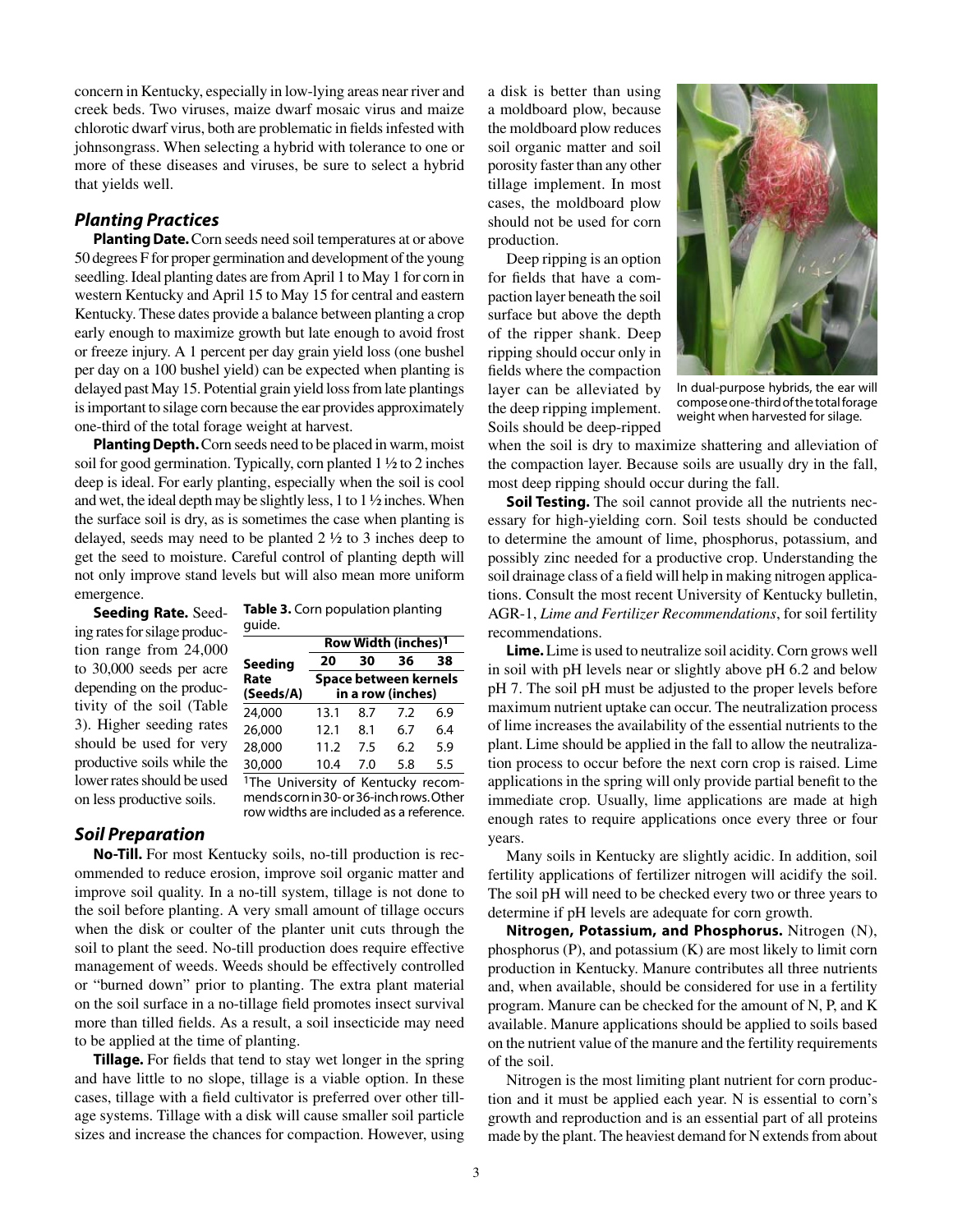concern in Kentucky, especially in low-lying areas near river and creek beds. Two viruses, maize dwarf mosaic virus and maize chlorotic dwarf virus, both are problematic in fields infested with johnsongrass. When selecting a hybrid with tolerance to one or more of these diseases and viruses, be sure to select a hybrid that yields well.

## *Planting Practices*

**Planting Date.** Corn seeds need soil temperatures at or above 50 degrees F for proper germination and development of the young seedling. Ideal planting dates are from April 1 to May 1 for corn in western Kentucky and April 15 to May 15 for central and eastern Kentucky. These dates provide a balance between planting a crop early enough to maximize growth but late enough to avoid frost or freeze injury. A 1 percent per day grain yield loss (one bushel per day on a 100 bushel yield) can be expected when planting is delayed past May 15. Potential grain yield loss from late plantings is important to silage corn because the ear provides approximately one-third of the total forage weight at harvest.

**Planting Depth.** Corn seeds need to be placed in warm, moist soil for good germination. Typically, corn planted 1 ½ to 2 inches deep is ideal. For early planting, especially when the soil is cool and wet, the ideal depth may be slightly less, 1 to 1 ½ inches. When the surface soil is dry, as is sometimes the case when planting is delayed, seeds may need to be planted 2 ½ to 3 inches deep to get the seed to moisture. Careful control of planting depth will not only improve stand levels but will also mean more uniform emergence.

**Seeding Rate.** Seeding rates for silage production range from 24,000 to 30,000 seeds per acre depending on the productivity of the soil (Table 3). Higher seeding rates should be used for very productive soils while the lower rates should be used on less productive soils.

**Table 3.** Corn population planting guide.

| Seeding Rate (Seeds/A) | Row Width (inches)[1] | | | |
|---|---|---|---|---|
| | 20 | 30 | 36 | 38 |
| | Space between kernels in a row (inches) | | | |
| 24,000 | 13.1 | 8.7 | 7.2 | 6.9 |
| 26,000 | 12.1 | 8.1 | 6.7 | 6.4 |
| 28,000 | 11.2 | 7.5 | 6.2 | 5.9 |
| 30,000 | 10.4 | 7.0 | 5.8 | 5.5 |

[1]The University of Kentucky recommends corn in 30- or 36-inch rows. Other row widths are included as a reference.

## *Soil Preparation*

**No-Till.** For most Kentucky soils, no-till production is recommended to reduce erosion, improve soil organic matter and improve soil quality. In a no-till system, tillage is not done to the soil before planting. A very small amount of tillage occurs when the disk or coulter of the planter unit cuts through the soil to plant the seed. No-till production does require effective management of weeds. Weeds should be effectively controlled or "burned down" prior to planting. The extra plant material on the soil surface in a no-tillage field promotes insect survival more than tilled fields. As a result, a soil insecticide may need to be applied at the time of planting.

**Tillage.** For fields that tend to stay wet longer in the spring and have little to no slope, tillage is a viable option. In these cases, tillage with a field cultivator is preferred over other tillage systems. Tillage with a disk will cause smaller soil particle sizes and increase the chances for compaction. However, using a disk is better than using a moldboard plow, because the moldboard plow reduces soil organic matter and soil porosity faster than any other tillage implement. In most cases, the moldboard plow should not be used for corn production.

Deep ripping is an option for fields that have a compaction layer beneath the soil surface but above the depth of the ripper shank. Deep ripping should occur only in fields where the compaction layer can be alleviated by the deep ripping implement. Soils should be deep-ripped when the soil is dry to maximize shattering and alleviation of the compaction layer. Because soils are usually dry in the fall, most deep ripping should occur during the fall.

In dual-purpose hybrids, the ear will compose one-third of the total forage weight when harvested for silage.

**Soil Testing.** The soil cannot provide all the nutrients necessary for high-yielding corn. Soil tests should be conducted to determine the amount of lime, phosphorus, potassium, and possibly zinc needed for a productive crop. Understanding the soil drainage class of a field will help in making nitrogen applications. Consult the most recent University of Kentucky bulletin, AGR-1, *Lime and Fertilizer Recommendations*, for soil fertility recommendations.

**Lime.** Lime is used to neutralize soil acidity. Corn grows well in soil with pH levels near or slightly above pH 6.2 and below pH 7. The soil pH must be adjusted to the proper levels before maximum nutrient uptake can occur. The neutralization process of lime increases the availability of the essential nutrients to the plant. Lime should be applied in the fall to allow the neutralization process to occur before the next corn crop is raised. Lime applications in the spring will only provide partial benefit to the immediate crop. Usually, lime applications are made at high enough rates to require applications once every three or four years.

Many soils in Kentucky are slightly acidic. In addition, soil fertility applications of fertilizer nitrogen will acidify the soil. The soil pH will need to be checked every two or three years to determine if pH levels are adequate for corn growth.

**Nitrogen, Potassium, and Phosphorus.** Nitrogen (N), phosphorus (P), and potassium (K) are most likely to limit corn production in Kentucky. Manure contributes all three nutrients and, when available, should be considered for use in a fertility program. Manure can be checked for the amount of N, P, and K available. Manure applications should be applied to soils based on the nutrient value of the manure and the fertility requirements of the soil.

Nitrogen is the most limiting plant nutrient for corn production and it must be applied each year. N is essential to corn's growth and reproduction and is an essential part of all proteins made by the plant. The heaviest demand for N extends from about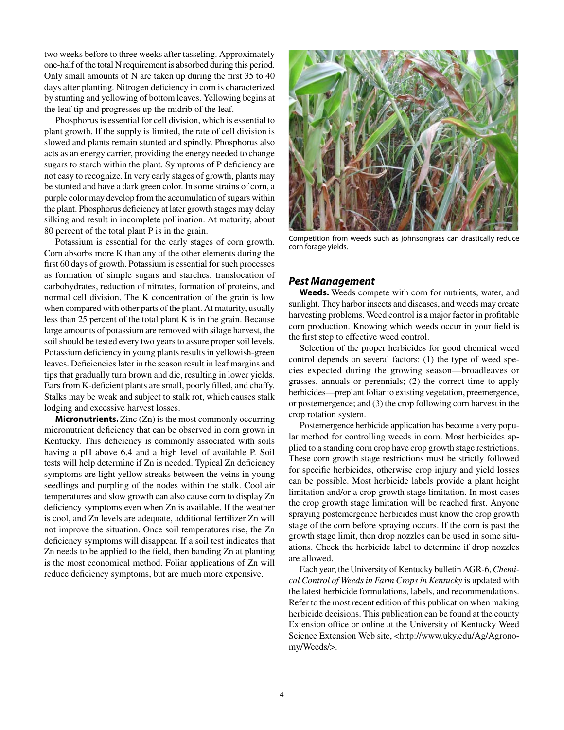two weeks before to three weeks after tasseling. Approximately one-half of the total N requirement is absorbed during this period. Only small amounts of N are taken up during the first 35 to 40 days after planting. Nitrogen deficiency in corn is characterized by stunting and yellowing of bottom leaves. Yellowing begins at the leaf tip and progresses up the midrib of the leaf.

Phosphorus is essential for cell division, which is essential to plant growth. If the supply is limited, the rate of cell division is slowed and plants remain stunted and spindly. Phosphorus also acts as an energy carrier, providing the energy needed to change sugars to starch within the plant. Symptoms of P deficiency are not easy to recognize. In very early stages of growth, plants may be stunted and have a dark green color. In some strains of corn, a purple color may develop from the accumulation of sugars within the plant. Phosphorus deficiency at later growth stages may delay silking and result in incomplete pollination. At maturity, about 80 percent of the total plant P is in the grain.

Potassium is essential for the early stages of corn growth. Corn absorbs more K than any of the other elements during the first 60 days of growth. Potassium is essential for such processes as formation of simple sugars and starches, translocation of carbohydrates, reduction of nitrates, formation of proteins, and normal cell division. The K concentration of the grain is low when compared with other parts of the plant. At maturity, usually less than 25 percent of the total plant K is in the grain. Because large amounts of potassium are removed with silage harvest, the soil should be tested every two years to assure proper soil levels. Potassium deficiency in young plants results in yellowish-green leaves. Deficiencies later in the season result in leaf margins and tips that gradually turn brown and die, resulting in lower yields. Ears from K-deficient plants are small, poorly filled, and chaffy. Stalks may be weak and subject to stalk rot, which causes stalk lodging and excessive harvest losses.

**Micronutrients.** Zinc (Zn) is the most commonly occurring micronutrient deficiency that can be observed in corn grown in Kentucky. This deficiency is commonly associated with soils having a pH above 6.4 and a high level of available P. Soil tests will help determine if Zn is needed. Typical Zn deficiency symptoms are light yellow streaks between the veins in young seedlings and purpling of the nodes within the stalk. Cool air temperatures and slow growth can also cause corn to display Zn deficiency symptoms even when Zn is available. If the weather is cool, and Zn levels are adequate, additional fertilizer Zn will not improve the situation. Once soil temperatures rise, the Zn deficiency symptoms will disappear. If a soil test indicates that Zn needs to be applied to the field, then banding Zn at planting is the most economical method. Foliar applications of Zn will reduce deficiency symptoms, but are much more expensive.

Competition from weeds such as johnsongrass can drastically reduce corn forage yields.

### *Pest Management*

**Weeds.** Weeds compete with corn for nutrients, water, and sunlight. They harbor insects and diseases, and weeds may create harvesting problems. Weed control is a major factor in profitable corn production. Knowing which weeds occur in your field is the first step to effective weed control.

Selection of the proper herbicides for good chemical weed control depends on several factors: (1) the type of weed species expected during the growing season—broadleaves or grasses, annuals or perennials; (2) the correct time to apply herbicides—preplant foliar to existing vegetation, preemergence, or postemergence; and (3) the crop following corn harvest in the crop rotation system.

Postemergence herbicide application has become a very popular method for controlling weeds in corn. Most herbicides applied to a standing corn crop have crop growth stage restrictions. These corn growth stage restrictions must be strictly followed for specific herbicides, otherwise crop injury and yield losses can be possible. Most herbicide labels provide a plant height limitation and/or a crop growth stage limitation. In most cases the crop growth stage limitation will be reached first. Anyone spraying postemergence herbicides must know the crop growth stage of the corn before spraying occurs. If the corn is past the growth stage limit, then drop nozzles can be used in some situations. Check the herbicide label to determine if drop nozzles are allowed.

Each year, the University of Kentucky bulletin AGR-6, *Chemical Control of Weeds in Farm Crops in Kentucky* is updated with the latest herbicide formulations, labels, and recommendations. Refer to the most recent edition of this publication when making herbicide decisions. This publication can be found at the county Extension office or online at the University of Kentucky Weed Science Extension Web site, <http://www.uky.edu/Ag/Agronomy/Weeds/>.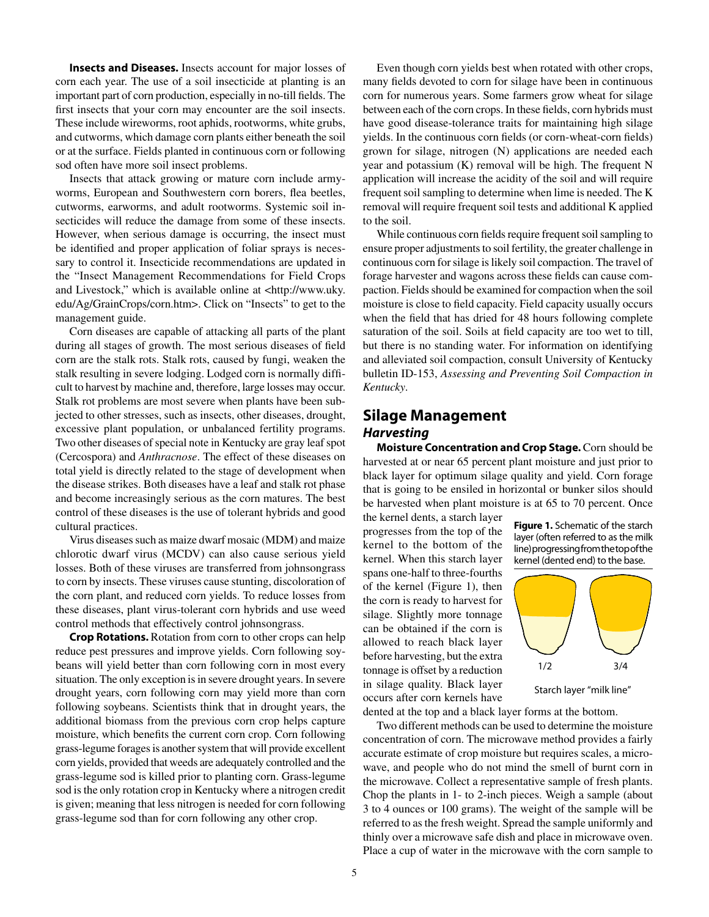**Insects and Diseases.** Insects account for major losses of corn each year. The use of a soil insecticide at planting is an important part of corn production, especially in no-till fields. The first insects that your corn may encounter are the soil insects. These include wireworms, root aphids, rootworms, white grubs, and cutworms, which damage corn plants either beneath the soil or at the surface. Fields planted in continuous corn or following sod often have more soil insect problems.

Insects that attack growing or mature corn include armyworms, European and Southwestern corn borers, flea beetles, cutworms, earworms, and adult rootworms. Systemic soil insecticides will reduce the damage from some of these insects. However, when serious damage is occurring, the insect must be identified and proper application of foliar sprays is necessary to control it. Insecticide recommendations are updated in the "Insect Management Recommendations for Field Crops and Livestock," which is available online at <http://www.uky.edu/Ag/GrainCrops/corn.htm>. Click on "Insects" to get to the management guide.

Corn diseases are capable of attacking all parts of the plant during all stages of growth. The most serious diseases of field corn are the stalk rots. Stalk rots, caused by fungi, weaken the stalk resulting in severe lodging. Lodged corn is normally difficult to harvest by machine and, therefore, large losses may occur. Stalk rot problems are most severe when plants have been subjected to other stresses, such as insects, other diseases, drought, excessive plant population, or unbalanced fertility programs. Two other diseases of special note in Kentucky are gray leaf spot (Cercospora) and *Anthracnose*. The effect of these diseases on total yield is directly related to the stage of development when the disease strikes. Both diseases have a leaf and stalk rot phase and become increasingly serious as the corn matures. The best control of these diseases is the use of tolerant hybrids and good cultural practices.

Virus diseases such as maize dwarf mosaic (MDM) and maize chlorotic dwarf virus (MCDV) can also cause serious yield losses. Both of these viruses are transferred from johnsongrass to corn by insects. These viruses cause stunting, discoloration of the corn plant, and reduced corn yields. To reduce losses from these diseases, plant virus-tolerant corn hybrids and use weed control methods that effectively control johnsongrass.

**Crop Rotations.** Rotation from corn to other crops can help reduce pest pressures and improve yields. Corn following soybeans will yield better than corn following corn in most every situation. The only exception is in severe drought years. In severe drought years, corn following corn may yield more than corn following soybeans. Scientists think that in drought years, the additional biomass from the previous corn crop helps capture moisture, which benefits the current corn crop. Corn following grass-legume forages is another system that will provide excellent corn yields, provided that weeds are adequately controlled and the grass-legume sod is killed prior to planting corn. Grass-legume sod is the only rotation crop in Kentucky where a nitrogen credit is given; meaning that less nitrogen is needed for corn following grass-legume sod than for corn following any other crop.

Even though corn yields best when rotated with other crops, many fields devoted to corn for silage have been in continuous corn for numerous years. Some farmers grow wheat for silage between each of the corn crops. In these fields, corn hybrids must have good disease-tolerance traits for maintaining high silage yields. In the continuous corn fields (or corn-wheat-corn fields) grown for silage, nitrogen (N) applications are needed each year and potassium (K) removal will be high. The frequent N application will increase the acidity of the soil and will require frequent soil sampling to determine when lime is needed. The K removal will require frequent soil tests and additional K applied to the soil.

While continuous corn fields require frequent soil sampling to ensure proper adjustments to soil fertility, the greater challenge in continuous corn for silage is likely soil compaction. The travel of forage harvester and wagons across these fields can cause compaction. Fields should be examined for compaction when the soil moisture is close to field capacity. Field capacity usually occurs when the field that has dried for 48 hours following complete saturation of the soil. Soils at field capacity are too wet to till, but there is no standing water. For information on identifying and alleviated soil compaction, consult University of Kentucky bulletin ID-153, *Assessing and Preventing Soil Compaction in Kentucky*.

## Silage Management

### Harvesting

**Moisture Concentration and Crop Stage.** Corn should be harvested at or near 65 percent plant moisture and just prior to black layer for optimum silage quality and yield. Corn forage that is going to be ensiled in horizontal or bunker silos should be harvested when plant moisture is at 65 to 70 percent. Once the kernel dents, a starch layer progresses from the top of the kernel to the bottom of the kernel. When this starch layer spans one-half to three-fourths of the kernel (Figure 1), then the corn is ready to harvest for silage. Slightly more tonnage can be obtained if the corn is allowed to reach black layer before harvesting, but the extra tonnage is offset by a reduction in silage quality. Black layer occurs after corn kernels have dented at the top and a black layer forms at the bottom.

**Figure 1.** Schematic of the starch layer (often referred to as the milk line) progressing from the top of the kernel (dented end) to the base.

1/2 3/4

Starch layer "milk line"

Two different methods can be used to determine the moisture concentration of corn. The microwave method provides a fairly accurate estimate of crop moisture but requires scales, a microwave, and people who do not mind the smell of burnt corn in the microwave. Collect a representative sample of fresh plants. Chop the plants in 1- to 2-inch pieces. Weigh a sample (about 3 to 4 ounces or 100 grams). The weight of the sample will be referred to as the fresh weight. Spread the sample uniformly and thinly over a microwave safe dish and place in microwave oven. Place a cup of water in the microwave with the corn sample to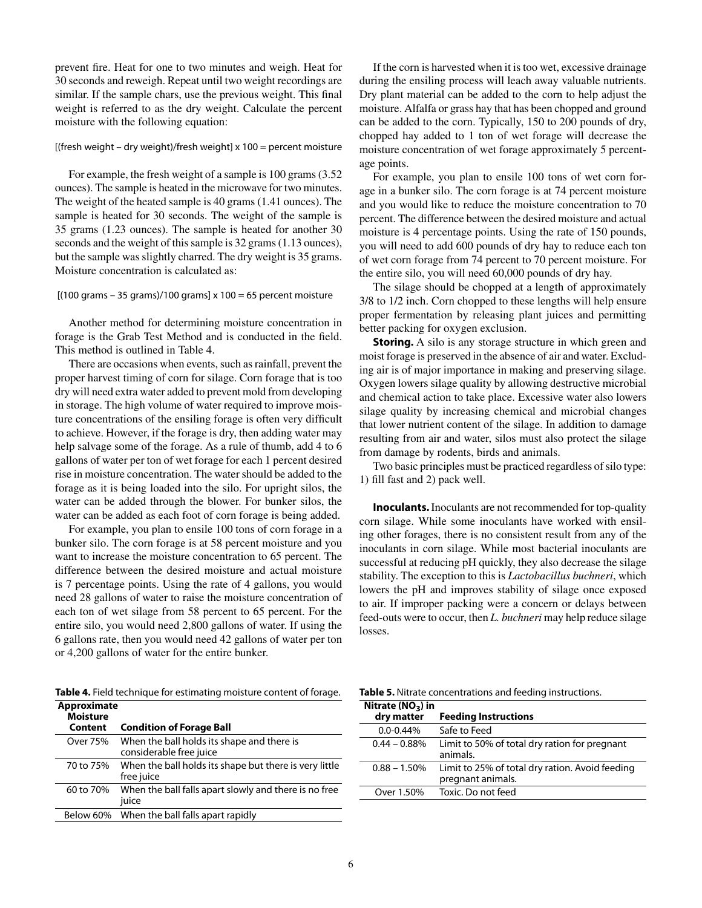prevent fire. Heat for one to two minutes and weigh. Heat for 30 seconds and reweigh. Repeat until two weight recordings are similar. If the sample chars, use the previous weight. This final weight is referred to as the dry weight. Calculate the percent moisture with the following equation:

[(fresh weight – dry weight)/fresh weight] x 100 = percent moisture

For example, the fresh weight of a sample is 100 grams (3.52 ounces). The sample is heated in the microwave for two minutes. The weight of the heated sample is 40 grams (1.41 ounces). The sample is heated for 30 seconds. The weight of the sample is 35 grams (1.23 ounces). The sample is heated for another 30 seconds and the weight of this sample is 32 grams (1.13 ounces), but the sample was slightly charred. The dry weight is 35 grams. Moisture concentration is calculated as:

[(100 grams – 35 grams)/100 grams] x 100 = 65 percent moisture

Another method for determining moisture concentration in forage is the Grab Test Method and is conducted in the field. This method is outlined in Table 4.

There are occasions when events, such as rainfall, prevent the proper harvest timing of corn for silage. Corn forage that is too dry will need extra water added to prevent mold from developing in storage. The high volume of water required to improve moisture concentrations of the ensiling forage is often very difficult to achieve. However, if the forage is dry, then adding water may help salvage some of the forage. As a rule of thumb, add 4 to 6 gallons of water per ton of wet forage for each 1 percent desired rise in moisture concentration. The water should be added to the forage as it is being loaded into the silo. For upright silos, the water can be added through the blower. For bunker silos, the water can be added as each foot of corn forage is being added.

For example, you plan to ensile 100 tons of corn forage in a bunker silo. The corn forage is at 58 percent moisture and you want to increase the moisture concentration to 65 percent. The difference between the desired moisture and actual moisture is 7 percentage points. Using the rate of 4 gallons, you would need 28 gallons of water to raise the moisture concentration of each ton of wet silage from 58 percent to 65 percent. For the entire silo, you would need 2,800 gallons of water. If using the 6 gallons rate, then you would need 42 gallons of water per ton or 4,200 gallons of water for the entire bunker.

If the corn is harvested when it is too wet, excessive drainage during the ensiling process will leach away valuable nutrients. Dry plant material can be added to the corn to help adjust the moisture. Alfalfa or grass hay that has been chopped and ground can be added to the corn. Typically, 150 to 200 pounds of dry, chopped hay added to 1 ton of wet forage will decrease the moisture concentration of wet forage approximately 5 percentage points.

For example, you plan to ensile 100 tons of wet corn forage in a bunker silo. The corn forage is at 74 percent moisture and you would like to reduce the moisture concentration to 70 percent. The difference between the desired moisture and actual moisture is 4 percentage points. Using the rate of 150 pounds, you will need to add 600 pounds of dry hay to reduce each ton of wet corn forage from 74 percent to 70 percent moisture. For the entire silo, you will need 60,000 pounds of dry hay.

The silage should be chopped at a length of approximately 3/8 to 1/2 inch. Corn chopped to these lengths will help ensure proper fermentation by releasing plant juices and permitting better packing for oxygen exclusion.

**Storing.** A silo is any storage structure in which green and moist forage is preserved in the absence of air and water. Excluding air is of major importance in making and preserving silage. Oxygen lowers silage quality by allowing destructive microbial and chemical action to take place. Excessive water also lowers silage quality by increasing chemical and microbial changes that lower nutrient content of the silage. In addition to damage resulting from air and water, silos must also protect the silage from damage by rodents, birds and animals.

Two basic principles must be practiced regardless of silo type: 1) fill fast and 2) pack well.

**Inoculants.** Inoculants are not recommended for top-quality corn silage. While some inoculants have worked with ensiling other forages, there is no consistent result from any of the inoculants in corn silage. While most bacterial inoculants are successful at reducing pH quickly, they also decrease the silage stability. The exception to this is *Lactobacillus buchneri*, which lowers the pH and improves stability of silage once exposed to air. If improper packing were a concern or delays between feed-outs were to occur, then *L. buchneri* may help reduce silage losses.

**Table 4.** Field technique for estimating moisture content of forage.

| Approximate Moisture Content | Condition of Forage Ball |
|---|---|
| Over 75% | When the ball holds its shape and there is considerable free juice |
| 70 to 75% | When the ball holds its shape but there is very little free juice |
| 60 to 70% | When the ball falls apart slowly and there is no free juice |
| Below 60% | When the ball falls apart rapidly |

**Table 5.** Nitrate concentrations and feeding instructions.

| Nitrate ($NO_3$) in dry matter | Feeding Instructions |
|---|---|
| 0.0-0.44% | Safe to Feed |
| 0.44 – 0.88% | Limit to 50% of total dry ration for pregnant animals. |
| 0.88 – 1.50% | Limit to 25% of total dry ration. Avoid feeding pregnant animals. |
| Over 1.50% | Toxic. Do not feed |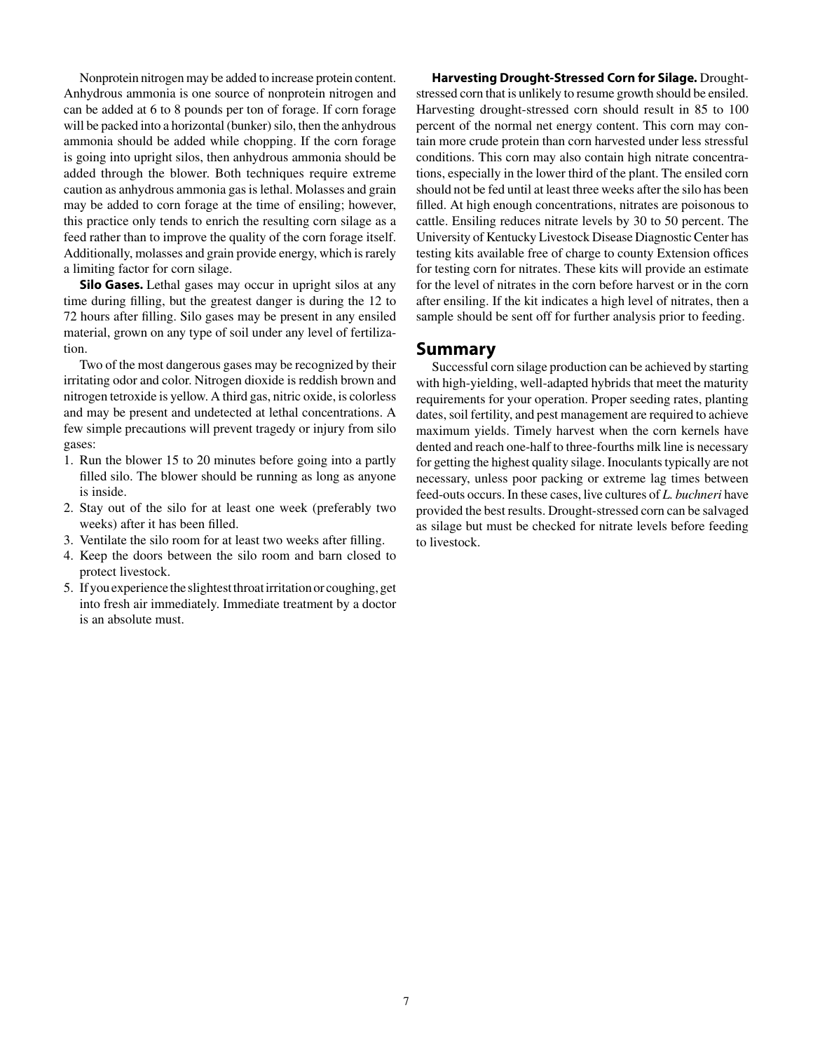Nonprotein nitrogen may be added to increase protein content. Anhydrous ammonia is one source of nonprotein nitrogen and can be added at 6 to 8 pounds per ton of forage. If corn forage will be packed into a horizontal (bunker) silo, then the anhydrous ammonia should be added while chopping. If the corn forage is going into upright silos, then anhydrous ammonia should be added through the blower. Both techniques require extreme caution as anhydrous ammonia gas is lethal. Molasses and grain may be added to corn forage at the time of ensiling; however, this practice only tends to enrich the resulting corn silage as a feed rather than to improve the quality of the corn forage itself. Additionally, molasses and grain provide energy, which is rarely a limiting factor for corn silage.

**Silo Gases.** Lethal gases may occur in upright silos at any time during filling, but the greatest danger is during the 12 to 72 hours after filling. Silo gases may be present in any ensiled material, grown on any type of soil under any level of fertilization.

Two of the most dangerous gases may be recognized by their irritating odor and color. Nitrogen dioxide is reddish brown and nitrogen tetroxide is yellow. A third gas, nitric oxide, is colorless and may be present and undetected at lethal concentrations. A few simple precautions will prevent tragedy or injury from silo gases:

1. Run the blower 15 to 20 minutes before going into a partly filled silo. The blower should be running as long as anyone is inside.
2. Stay out of the silo for at least one week (preferably two weeks) after it has been filled.
3. Ventilate the silo room for at least two weeks after filling.
4. Keep the doors between the silo room and barn closed to protect livestock.
5. If you experience the slightest throat irritation or coughing, get into fresh air immediately. Immediate treatment by a doctor is an absolute must.

**Harvesting Drought-Stressed Corn for Silage.** Drought-stressed corn that is unlikely to resume growth should be ensiled. Harvesting drought-stressed corn should result in 85 to 100 percent of the normal net energy content. This corn may contain more crude protein than corn harvested under less stressful conditions. This corn may also contain high nitrate concentrations, especially in the lower third of the plant. The ensiled corn should not be fed until at least three weeks after the silo has been filled. At high enough concentrations, nitrates are poisonous to cattle. Ensiling reduces nitrate levels by 30 to 50 percent. The University of Kentucky Livestock Disease Diagnostic Center has testing kits available free of charge to county Extension offices for testing corn for nitrates. These kits will provide an estimate for the level of nitrates in the corn before harvest or in the corn after ensiling. If the kit indicates a high level of nitrates, then a sample should be sent off for further analysis prior to feeding.

## Summary

Successful corn silage production can be achieved by starting with high-yielding, well-adapted hybrids that meet the maturity requirements for your operation. Proper seeding rates, planting dates, soil fertility, and pest management are required to achieve maximum yields. Timely harvest when the corn kernels have dented and reach one-half to three-fourths milk line is necessary for getting the highest quality silage. Inoculants typically are not necessary, unless poor packing or extreme lag times between feed-outs occurs. In these cases, live cultures of *L. buchneri* have provided the best results. Drought-stressed corn can be salvaged as silage but must be checked for nitrate levels before feeding to livestock.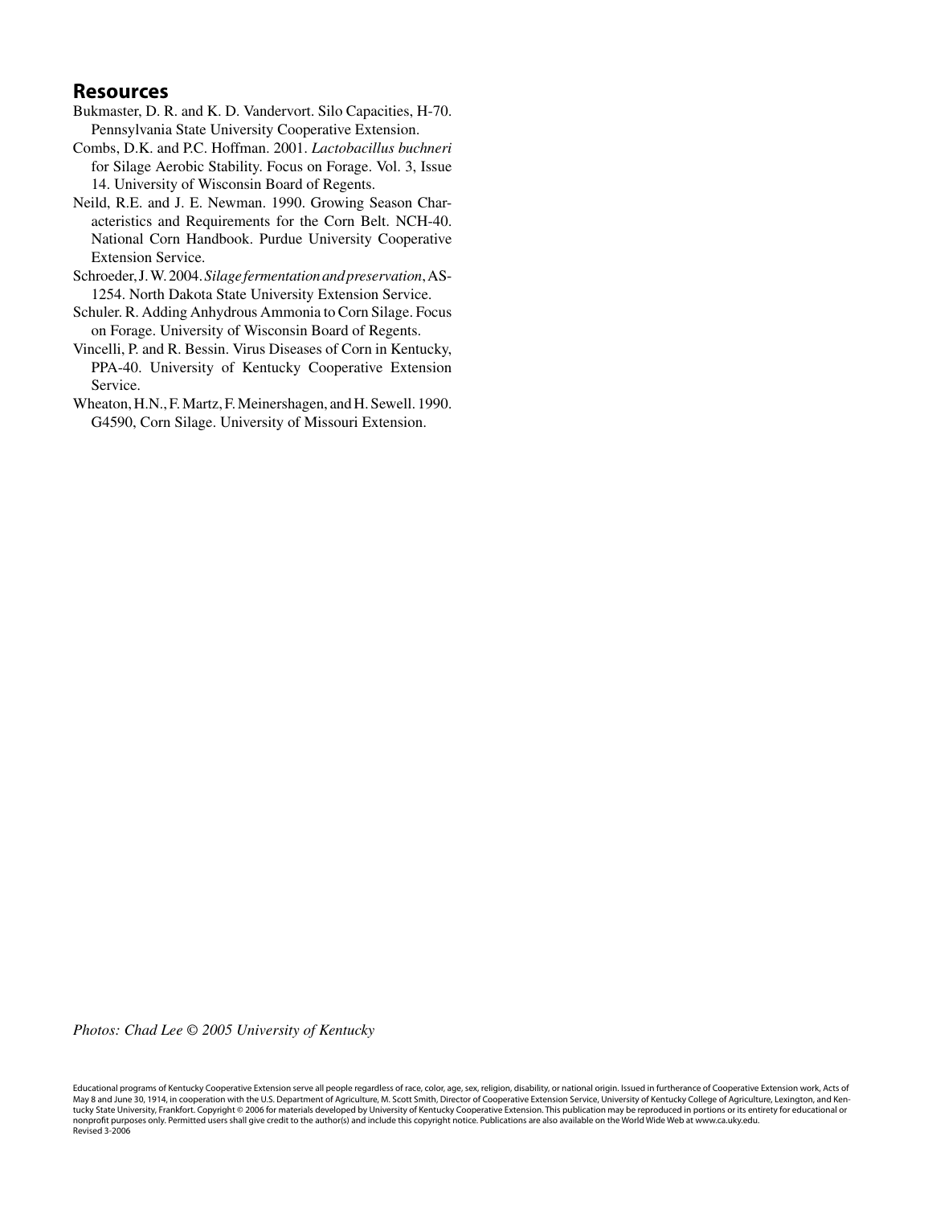## Resources

Bukmaster, D. R. and K. D. Vandervort. Silo Capacities, H-70. Pennsylvania State University Cooperative Extension.

Combs, D.K. and P.C. Hoffman. 2001. *Lactobacillus buchneri* for Silage Aerobic Stability. Focus on Forage. Vol. 3, Issue 14. University of Wisconsin Board of Regents.

Neild, R.E. and J. E. Newman. 1990. Growing Season Characteristics and Requirements for the Corn Belt. NCH-40. National Corn Handbook. Purdue University Cooperative Extension Service.

Schroeder, J. W. 2004. *Silage fermentation and preservation*, AS-1254. North Dakota State University Extension Service.

Schuler. R. Adding Anhydrous Ammonia to Corn Silage. Focus on Forage. University of Wisconsin Board of Regents.

Vincelli, P. and R. Bessin. Virus Diseases of Corn in Kentucky, PPA-40. University of Kentucky Cooperative Extension Service.

Wheaton, H.N., F. Martz, F. Meinershagen, and H. Sewell. 1990. G4590, Corn Silage. University of Missouri Extension.

*Photos: Chad Lee © 2005 University of Kentucky*

Educational programs of Kentucky Cooperative Extension serve all people regardless of race, color, age, sex, religion, disability, or national origin. Issued in furtherance of Cooperative Extension work, Acts of May 8 and June 30, 1914, in cooperation with the U.S. Department of Agriculture, M. Scott Smith, Director of Cooperative Extension Service, University of Kentucky College of Agriculture, Lexington, and Kentucky State University, Frankfort. Copyright © 2006 for materials developed by University of Kentucky Cooperative Extension. This publication may be reproduced in portions or its entirety for educational or nonprofit purposes only. Permitted users shall give credit to the author(s) and include this copyright notice. Publications are also available on the World Wide Web at www.ca.uky.edu.
Revised 3-2006